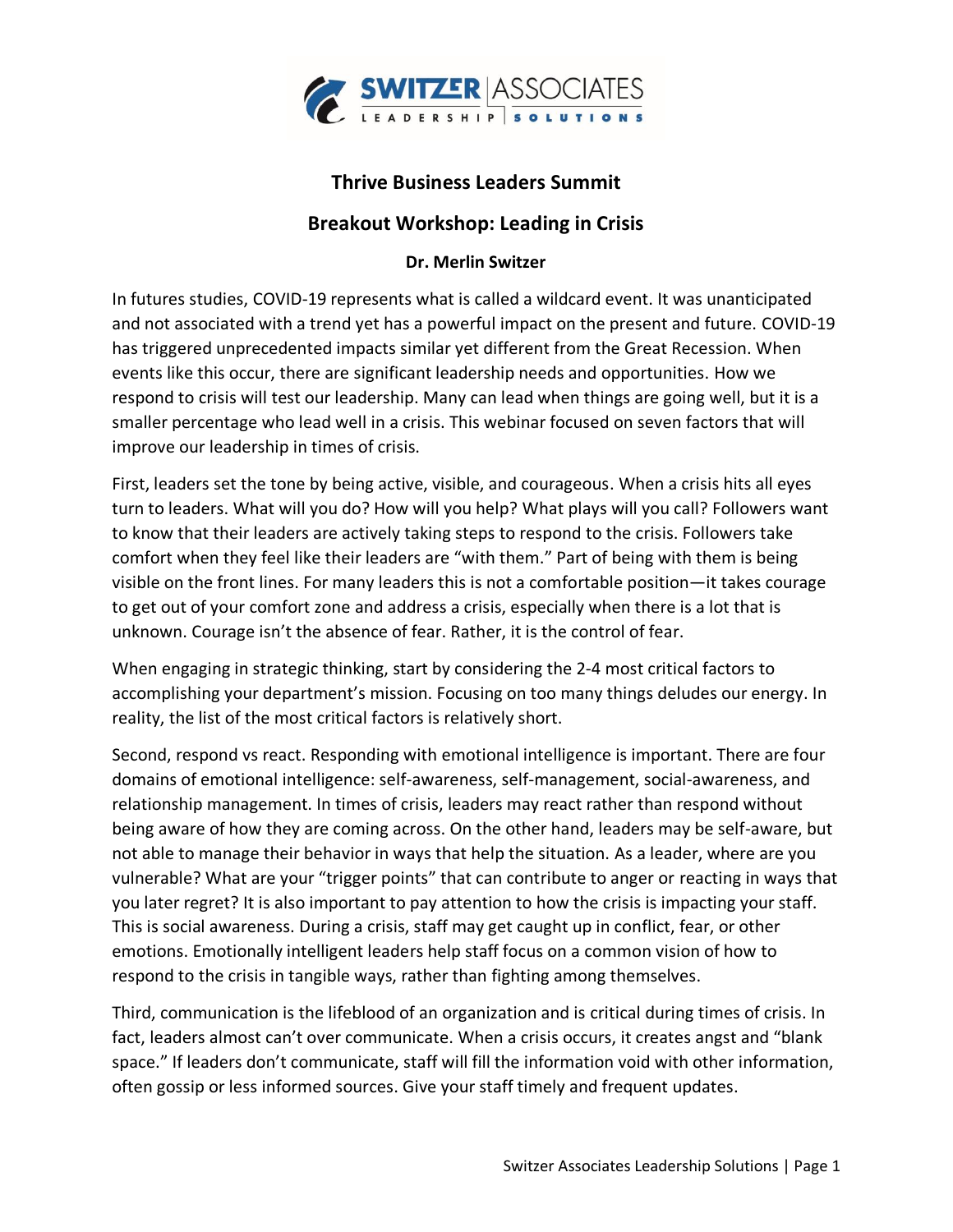# Thrive Business Leaders Summit

## Breakout Workshop: Leading in Crisis

**Dr. Merlin Switzer**

In futures studies, COVID-19 represents what is called a wildcard event. It was unanticipated and not associated with a trend yet has a powerful impact on the present and future. COVID-19 has triggered unprecedented impacts similar yet different from the Great Recession. When events like this occur, there are significant leadership needs and opportunities. How we respond to crisis will test our leadership. Many can lead when things are going well, but it is a smaller percentage who lead well in a crisis. This webinar focused on seven factors that will improve our leadership in times of crisis.

First, leaders set the tone by being active, visible, and courageous. When a crisis hits all eyes turn to leaders. What will you do? How will you help? What plays will you call? Followers want to know that their leaders are actively taking steps to respond to the crisis. Followers take comfort when they feel like their leaders are "with them." Part of being with them is being visible on the front lines. For many leaders this is not a comfortable position—it takes courage to get out of your comfort zone and address a crisis, especially when there is a lot that is unknown. Courage isn't the absence of fear. Rather, it is the control of fear.

When engaging in strategic thinking, start by considering the 2-4 most critical factors to accomplishing your department's mission. Focusing on too many things deludes our energy. In reality, the list of the most critical factors is relatively short.

Second, respond vs react. Responding with emotional intelligence is important. There are four domains of emotional intelligence: self-awareness, self-management, social-awareness, and relationship management. In times of crisis, leaders may react rather than respond without being aware of how they are coming across. On the other hand, leaders may be self-aware, but not able to manage their behavior in ways that help the situation. As a leader, where are you vulnerable? What are your "trigger points" that can contribute to anger or reacting in ways that you later regret? It is also important to pay attention to how the crisis is impacting your staff. This is social awareness. During a crisis, staff may get caught up in conflict, fear, or other emotions. Emotionally intelligent leaders help staff focus on a common vision of how to respond to the crisis in tangible ways, rather than fighting among themselves.

Third, communication is the lifeblood of an organization and is critical during times of crisis. In fact, leaders almost can't over communicate. When a crisis occurs, it creates angst and "blank space." If leaders don't communicate, staff will fill the information void with other information, often gossip or less informed sources. Give your staff timely and frequent updates.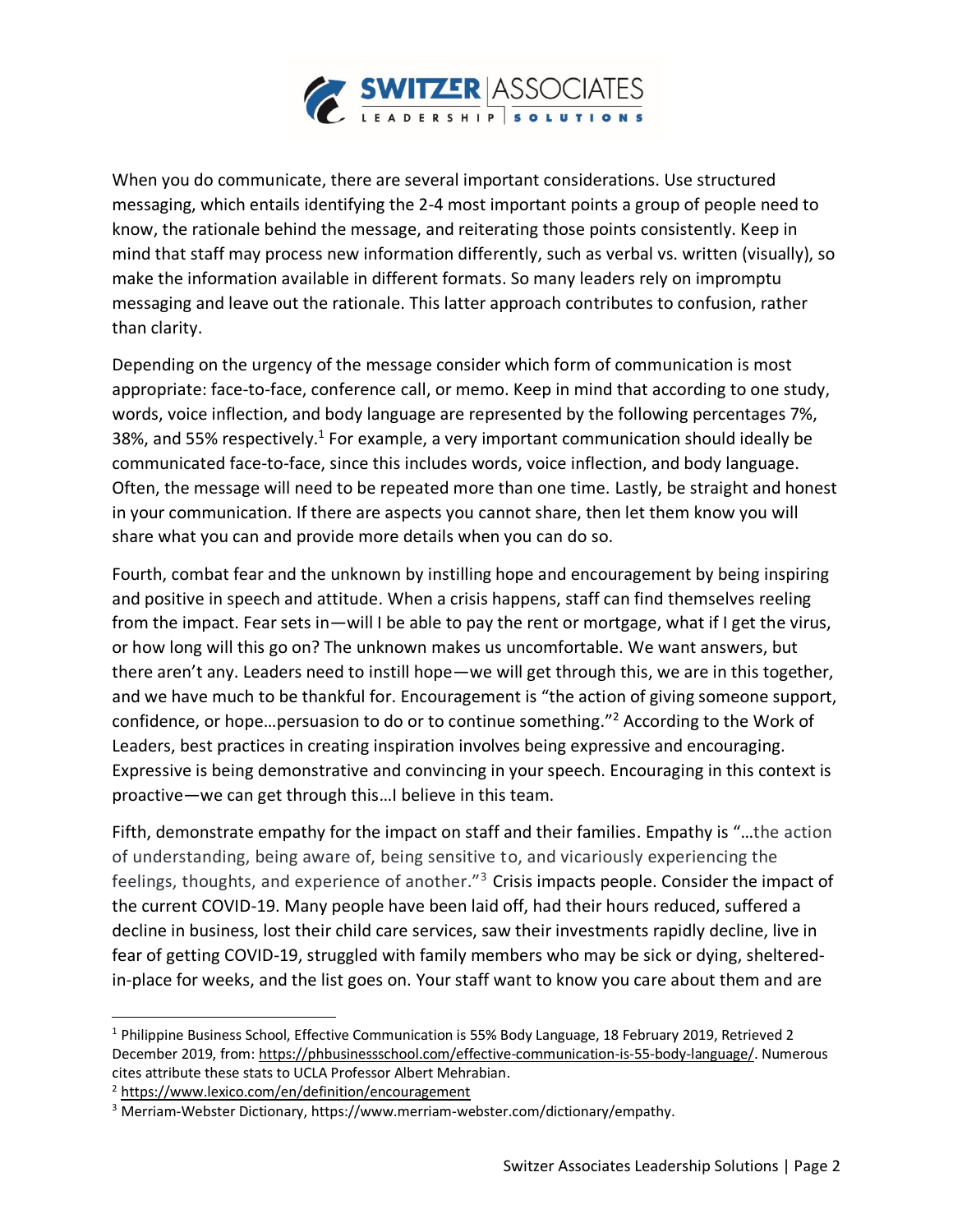When you do communicate, there are several important considerations. Use structured messaging, which entails identifying the 2-4 most important points a group of people need to know, the rationale behind the message, and reiterating those points consistently. Keep in mind that staff may process new information differently, such as verbal vs. written (visually), so make the information available in different formats. So many leaders rely on impromptu messaging and leave out the rationale. This latter approach contributes to confusion, rather than clarity.

Depending on the urgency of the message consider which form of communication is most appropriate: face-to-face, conference call, or memo. Keep in mind that according to one study, words, voice inflection, and body language are represented by the following percentages 7%, 38%, and 55% respectively.[1] For example, a very important communication should ideally be communicated face-to-face, since this includes words, voice inflection, and body language. Often, the message will need to be repeated more than one time. Lastly, be straight and honest in your communication. If there are aspects you cannot share, then let them know you will share what you can and provide more details when you can do so.

Fourth, combat fear and the unknown by instilling hope and encouragement by being inspiring and positive in speech and attitude. When a crisis happens, staff can find themselves reeling from the impact. Fear sets in—will I be able to pay the rent or mortgage, what if I get the virus, or how long will this go on? The unknown makes us uncomfortable. We want answers, but there aren't any. Leaders need to instill hope—we will get through this, we are in this together, and we have much to be thankful for. Encouragement is "the action of giving someone support, confidence, or hope…persuasion to do or to continue something."[2] According to the Work of Leaders, best practices in creating inspiration involves being expressive and encouraging. Expressive is being demonstrative and convincing in your speech. Encouraging in this context is proactive—we can get through this…I believe in this team.

Fifth, demonstrate empathy for the impact on staff and their families. Empathy is "…the action of understanding, being aware of, being sensitive to, and vicariously experiencing the feelings, thoughts, and experience of another."[3] Crisis impacts people. Consider the impact of the current COVID-19. Many people have been laid off, had their hours reduced, suffered a decline in business, lost their child care services, saw their investments rapidly decline, live in fear of getting COVID-19, struggled with family members who may be sick or dying, sheltered-in-place for weeks, and the list goes on. Your staff want to know you care about them and are

---

[1] Philippine Business School, Effective Communication is 55% Body Language, 18 February 2019, Retrieved 2 December 2019, from: https://phbusinessschool.com/effective-communication-is-55-body-language/. Numerous cites attribute these stats to UCLA Professor Albert Mehrabian.

[2] https://www.lexico.com/en/definition/encouragement

[3] Merriam-Webster Dictionary, https://www.merriam-webster.com/dictionary/empathy.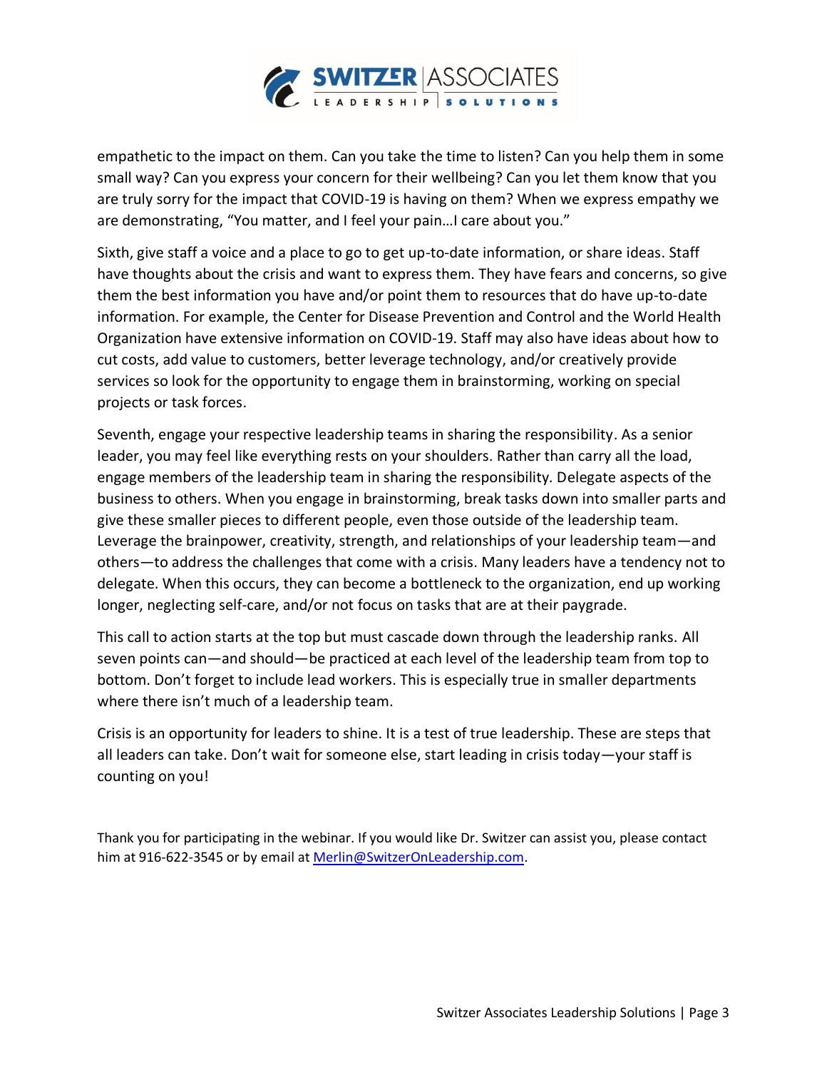empathetic to the impact on them. Can you take the time to listen? Can you help them in some small way? Can you express your concern for their wellbeing? Can you let them know that you are truly sorry for the impact that COVID-19 is having on them? When we express empathy we are demonstrating, "You matter, and I feel your pain…I care about you."

Sixth, give staff a voice and a place to go to get up-to-date information, or share ideas. Staff have thoughts about the crisis and want to express them. They have fears and concerns, so give them the best information you have and/or point them to resources that do have up-to-date information. For example, the Center for Disease Prevention and Control and the World Health Organization have extensive information on COVID-19. Staff may also have ideas about how to cut costs, add value to customers, better leverage technology, and/or creatively provide services so look for the opportunity to engage them in brainstorming, working on special projects or task forces.

Seventh, engage your respective leadership teams in sharing the responsibility. As a senior leader, you may feel like everything rests on your shoulders. Rather than carry all the load, engage members of the leadership team in sharing the responsibility. Delegate aspects of the business to others. When you engage in brainstorming, break tasks down into smaller parts and give these smaller pieces to different people, even those outside of the leadership team. Leverage the brainpower, creativity, strength, and relationships of your leadership team—and others—to address the challenges that come with a crisis. Many leaders have a tendency not to delegate. When this occurs, they can become a bottleneck to the organization, end up working longer, neglecting self-care, and/or not focus on tasks that are at their paygrade.

This call to action starts at the top but must cascade down through the leadership ranks. All seven points can—and should—be practiced at each level of the leadership team from top to bottom. Don't forget to include lead workers. This is especially true in smaller departments where there isn't much of a leadership team.

Crisis is an opportunity for leaders to shine. It is a test of true leadership. These are steps that all leaders can take. Don't wait for someone else, start leading in crisis today—your staff is counting on you!

Thank you for participating in the webinar. If you would like Dr. Switzer can assist you, please contact him at 916-622-3545 or by email at [Merlin@SwitzerOnLeadership.com](mailto:Merlin@SwitzerOnLeadership.com).